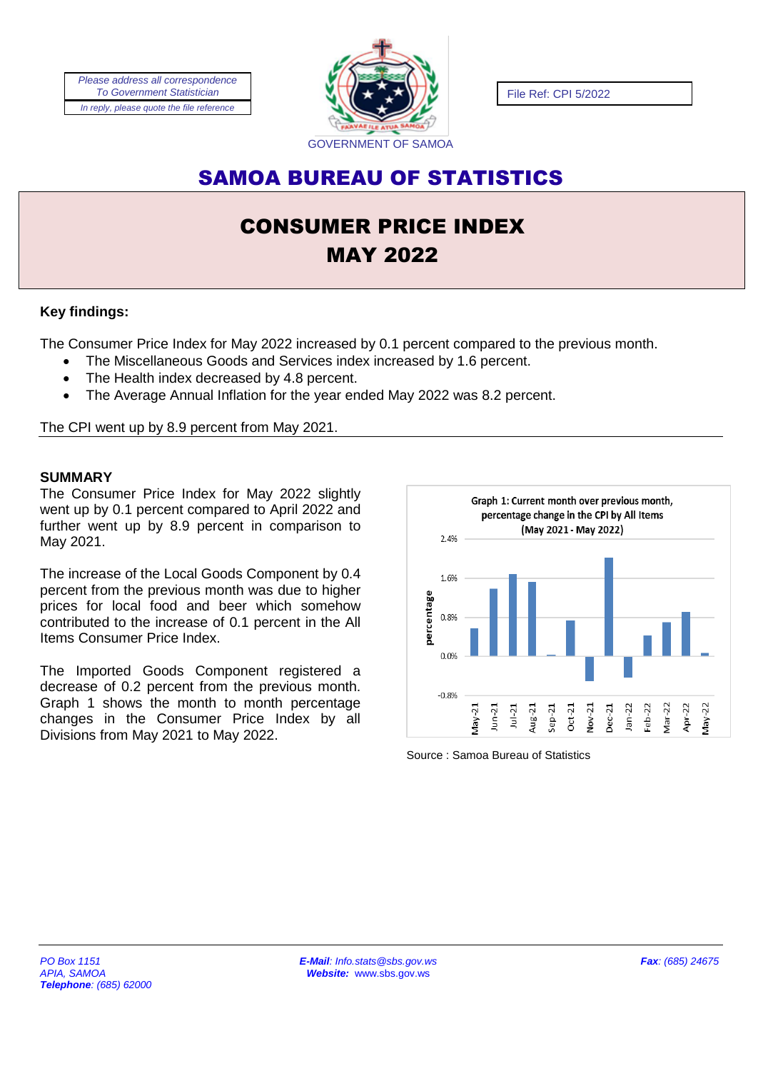Please address all correspondence To Government Statistician

In reply, please quote the file reference

GOVERNMENT OF SAMOA

File Ref: CPI 5/2022

# SAMOA BUREAU OF STATISTICS

# CONSUMER PRICE INDEX
# MAY 2022

**Key findings:**

The Consumer Price Index for May 2022 increased by 0.1 percent compared to the previous month.

- The Miscellaneous Goods and Services index increased by 1.6 percent.
- The Health index decreased by 4.8 percent.
- The Average Annual Inflation for the year ended May 2022 was 8.2 percent.

The CPI went up by 8.9 percent from May 2021.

**SUMMARY**

The Consumer Price Index for May 2022 slightly went up by 0.1 percent compared to April 2022 and further went up by 8.9 percent in comparison to May 2021.

The increase of the Local Goods Component by 0.4 percent from the previous month was due to higher prices for local food and beer which somehow contributed to the increase of 0.1 percent in the All Items Consumer Price Index.

The Imported Goods Component registered a decrease of 0.2 percent from the previous month. Graph 1 shows the month to month percentage changes in the Consumer Price Index by all Divisions from May 2021 to May 2022.

Graph 1: Current month over previous month, percentage change in the CPI by All Items (May 2021 - May 2022)

Source : Samoa Bureau of Statistics

PO Box 1151
APIA, SAMOA
**Telephone**: (685) 62000

**E-Mail**: Info.stats@sbs.gov.ws
**Website:** www.sbs.gov.ws

**Fax**: (685) 24675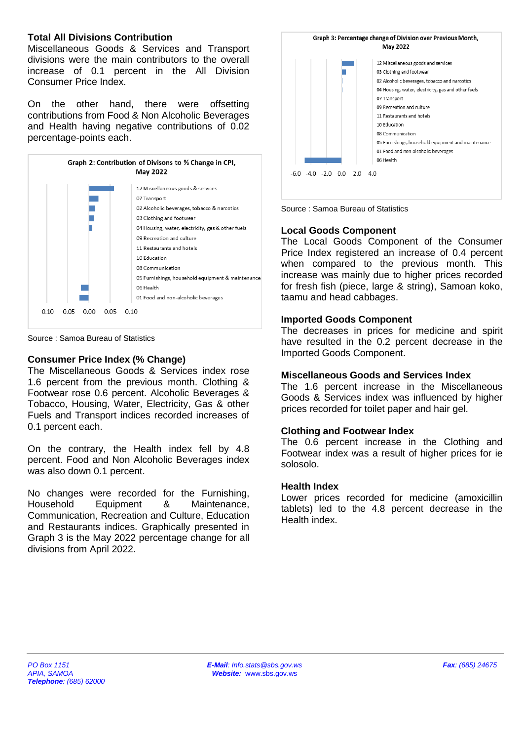### Total All Divisions Contribution

Miscellaneous Goods & Services and Transport divisions were the main contributors to the overall increase of 0.1 percent in the All Division Consumer Price Index.

On the other hand, there were offsetting contributions from Food & Non Alcoholic Beverages and Health having negative contributions of 0.02 percentage-points each.

**Graph 2: Contribution of Divisons to % Change in CPI, May 2022**

Source : Samoa Bureau of Statistics

### Consumer Price Index (% Change)

The Miscellaneous Goods & Services index rose 1.6 percent from the previous month. Clothing & Footwear rose 0.6 percent. Alcoholic Beverages & Tobacco, Housing, Water, Electricity, Gas & other Fuels and Transport indices recorded increases of 0.1 percent each.

On the contrary, the Health index fell by 4.8 percent. Food and Non Alcoholic Beverages index was also down 0.1 percent.

No changes were recorded for the Furnishing, Household Equipment & Maintenance, Communication, Recreation and Culture, Education and Restaurants indices. Graphically presented in Graph 3 is the May 2022 percentage change for all divisions from April 2022.

**Graph 3: Percentage change of Division over Previous Month, May 2022**

Source : Samoa Bureau of Statistics

### Local Goods Component

The Local Goods Component of the Consumer Price Index registered an increase of 0.4 percent when compared to the previous month. This increase was mainly due to higher prices recorded for fresh fish (piece, large & string), Samoan koko, taamu and head cabbages.

### Imported Goods Component

The decreases in prices for medicine and spirit have resulted in the 0.2 percent decrease in the Imported Goods Component.

### Miscellaneous Goods and Services Index

The 1.6 percent increase in the Miscellaneous Goods & Services index was influenced by higher prices recorded for toilet paper and hair gel.

### Clothing and Footwear Index

The 0.6 percent increase in the Clothing and Footwear index was a result of higher prices for ie solosolo.

### Health Index

Lower prices recorded for medicine (amoxicillin tablets) led to the 4.8 percent decrease in the Health index.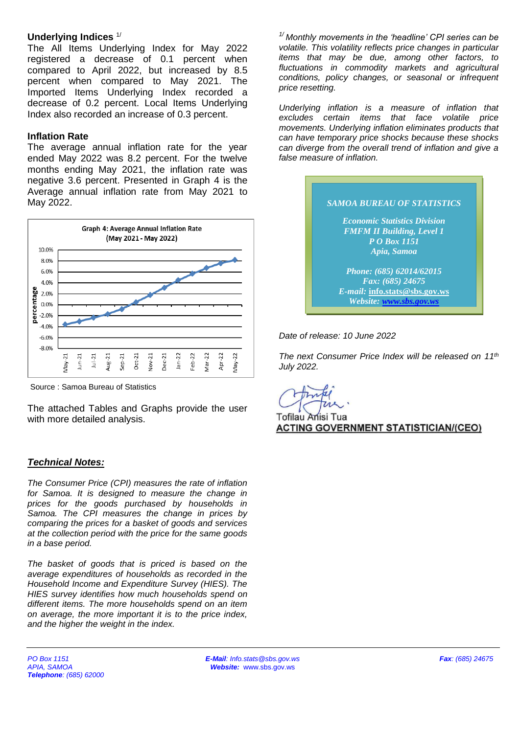## Underlying Indices [1/]

The All Items Underlying Index for May 2022 registered a decrease of 0.1 percent when compared to April 2022, but increased by 8.5 percent when compared to May 2021. The Imported Items Underlying Index recorded a decrease of 0.2 percent. Local Items Underlying Index also recorded an increase of 0.3 percent.

## Inflation Rate

The average annual inflation rate for the year ended May 2022 was 8.2 percent. For the twelve months ending May 2021, the inflation rate was negative 3.6 percent. Presented in Graph 4 is the Average annual inflation rate from May 2021 to May 2022.

**Graph 4: Average Annual Inflation Rate (May 2021 - May 2022)**

Source : Samoa Bureau of Statistics

The attached Tables and Graphs provide the user with more detailed analysis.

## *Technical Notes:*

*The Consumer Price (CPI) measures the rate of inflation for Samoa. It is designed to measure the change in prices for the goods purchased by households in Samoa. The CPI measures the change in prices by comparing the prices for a basket of goods and services at the collection period with the price for the same goods in a base period.*

*The basket of goods that is priced is based on the average expenditures of households as recorded in the Household Income and Expenditure Survey (HIES). The HIES survey identifies how much households spend on different items. The more households spend on an item on average, the more important it is to the price index, and the higher the weight in the index.*

*[1/] Monthly movements in the 'headline' CPI series can be volatile. This volatility reflects price changes in particular items that may be due, among other factors, to fluctuations in commodity markets and agricultural conditions, policy changes, or seasonal or infrequent price resetting.*

*Underlying inflation is a measure of inflation that excludes certain items that face volatile price movements. Underlying inflation eliminates products that can have temporary price shocks because these shocks can diverge from the overall trend of inflation and give a false measure of inflation.*

***SAMOA BUREAU OF STATISTICS***

***Economic Statistics Division***
***FMFM II Building, Level 1***
***P O Box 1151***
***Apia, Samoa***

***Phone: (685) 62014/62015***
***Fax: (685) 24675***
***E-mail:** info.stats@sbs.gov.ws*
***Website: www.sbs.gov.ws***

*Date of release: 10 June 2022*

*The next Consumer Price Index will be released on 11th July 2022.*

Tofilau Anisi Tua
**ACTING GOVERNMENT STATISTICIAN/(CEO)**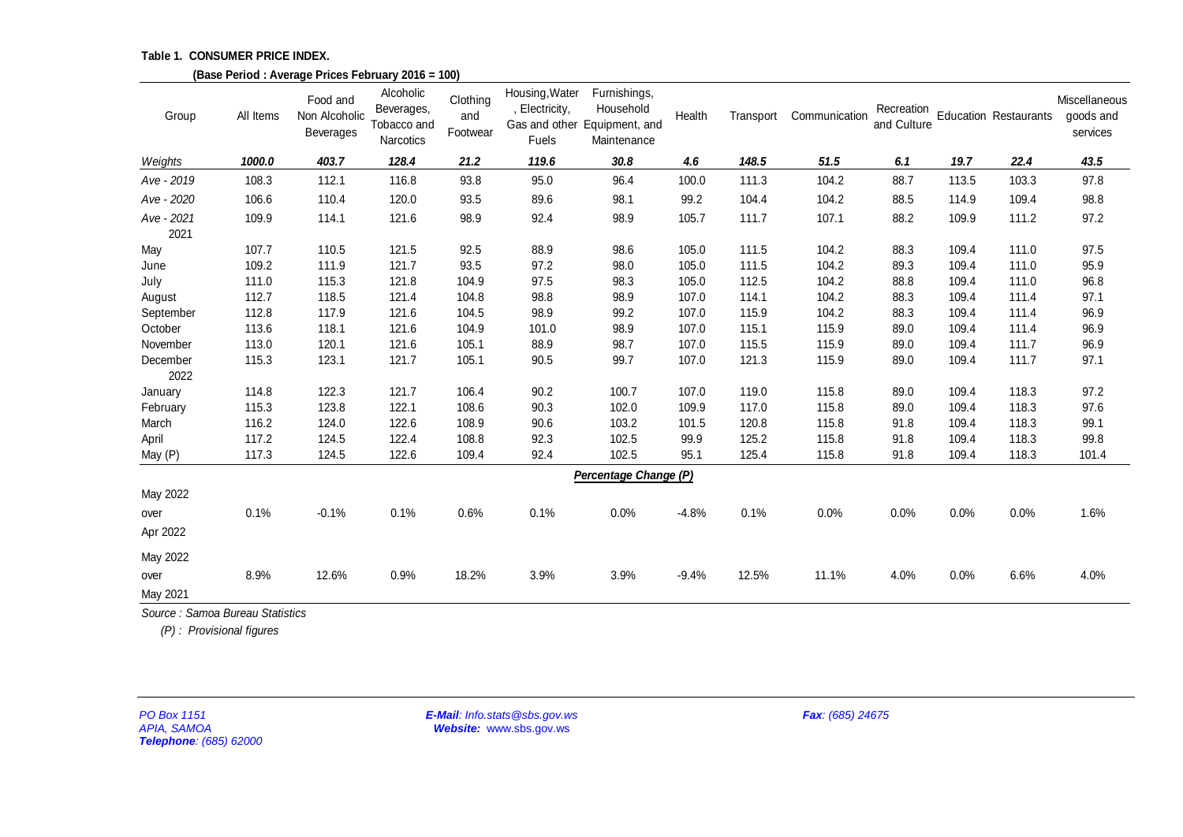**Table 1. CONSUMER PRICE INDEX.**

**(Base Period : Average Prices February 2016 = 100)**

| Group | All Items | Food and Non Alcoholic Beverages | Alcoholic Beverages, Tobacco and Narcotics | Clothing and Footwear | Housing,Water , Electricity, Gas and other Fuels | Furnishings, Household Equipment, and Maintenance | Health | Transport | Communication | Recreation and Culture | Education | Restaurants | Miscellaneous goods and services |
|---|---|---|---|---|---|---|---|---|---|---|---|---|---|
| *Weights* | ***1000.0*** | ***403.7*** | ***128.4*** | ***21.2*** | ***119.6*** | ***30.8*** | ***4.6*** | ***148.5*** | ***51.5*** | ***6.1*** | ***19.7*** | ***22.4*** | ***43.5*** |
| *Ave - 2019* | 108.3 | 112.1 | 116.8 | 93.8 | 95.0 | 96.4 | 100.0 | 111.3 | 104.2 | 88.7 | 113.5 | 103.3 | 97.8 |
| *Ave - 2020* | 106.6 | 110.4 | 120.0 | 93.5 | 89.6 | 98.1 | 99.2 | 104.4 | 104.2 | 88.5 | 114.9 | 109.4 | 98.8 |
| *Ave - 2021* | 109.9 | 114.1 | 121.6 | 98.9 | 92.4 | 98.9 | 105.7 | 111.7 | 107.1 | 88.2 | 109.9 | 111.2 | 97.2 |
| 2021 | | | | | | | | | | | | | |
| May | 107.7 | 110.5 | 121.5 | 92.5 | 88.9 | 98.6 | 105.0 | 111.5 | 104.2 | 88.3 | 109.4 | 111.0 | 97.5 |
| June | 109.2 | 111.9 | 121.7 | 93.5 | 97.2 | 98.0 | 105.0 | 111.5 | 104.2 | 89.3 | 109.4 | 111.0 | 95.9 |
| July | 111.0 | 115.3 | 121.8 | 104.9 | 97.5 | 98.3 | 105.0 | 112.5 | 104.2 | 88.8 | 109.4 | 111.0 | 96.8 |
| August | 112.7 | 118.5 | 121.4 | 104.8 | 98.8 | 98.9 | 107.0 | 114.1 | 104.2 | 88.3 | 109.4 | 111.4 | 97.1 |
| September | 112.8 | 117.9 | 121.6 | 104.5 | 98.9 | 99.2 | 107.0 | 115.9 | 104.2 | 88.3 | 109.4 | 111.4 | 96.9 |
| October | 113.6 | 118.1 | 121.6 | 104.9 | 101.0 | 98.9 | 107.0 | 115.1 | 115.9 | 89.0 | 109.4 | 111.4 | 96.9 |
| November | 113.0 | 120.1 | 121.6 | 105.1 | 88.9 | 98.7 | 107.0 | 115.5 | 115.9 | 89.0 | 109.4 | 111.7 | 96.9 |
| December | 115.3 | 123.1 | 121.7 | 105.1 | 90.5 | 99.7 | 107.0 | 121.3 | 115.9 | 89.0 | 109.4 | 111.7 | 97.1 |
| 2022 | | | | | | | | | | | | | |
| January | 114.8 | 122.3 | 121.7 | 106.4 | 90.2 | 100.7 | 107.0 | 119.0 | 115.8 | 89.0 | 109.4 | 118.3 | 97.2 |
| February | 115.3 | 123.8 | 122.1 | 108.6 | 90.3 | 102.0 | 109.9 | 117.0 | 115.8 | 89.0 | 109.4 | 118.3 | 97.6 |
| March | 116.2 | 124.0 | 122.6 | 108.9 | 90.6 | 103.2 | 101.5 | 120.8 | 115.8 | 91.8 | 109.4 | 118.3 | 99.1 |
| April | 117.2 | 124.5 | 122.4 | 108.8 | 92.3 | 102.5 | 99.9 | 125.2 | 115.8 | 91.8 | 109.4 | 118.3 | 99.8 |
| May (P) | 117.3 | 124.5 | 122.6 | 109.4 | 92.4 | 102.5 | 95.1 | 125.4 | 115.8 | 91.8 | 109.4 | 118.3 | 101.4 |
| | | | | | | ***Percentage Change (P)*** | | | | | | | |
| May 2022 over Apr 2022 | 0.1% | -0.1% | 0.1% | 0.6% | 0.1% | 0.0% | -4.8% | 0.1% | 0.0% | 0.0% | 0.0% | 0.0% | 1.6% |
| May 2022 over May 2021 | 8.9% | 12.6% | 0.9% | 18.2% | 3.9% | 3.9% | -9.4% | 12.5% | 11.1% | 4.0% | 0.0% | 6.6% | 4.0% |

*Source : Samoa Bureau Statistics*

*(P) : Provisional figures*

*PO Box 1151*
*APIA, SAMOA*
***Telephone**: (685) 62000*

***E-Mail**: Info.stats@sbs.gov.ws*
***Website:*** www.sbs.gov.ws

***Fax**: (685) 24675*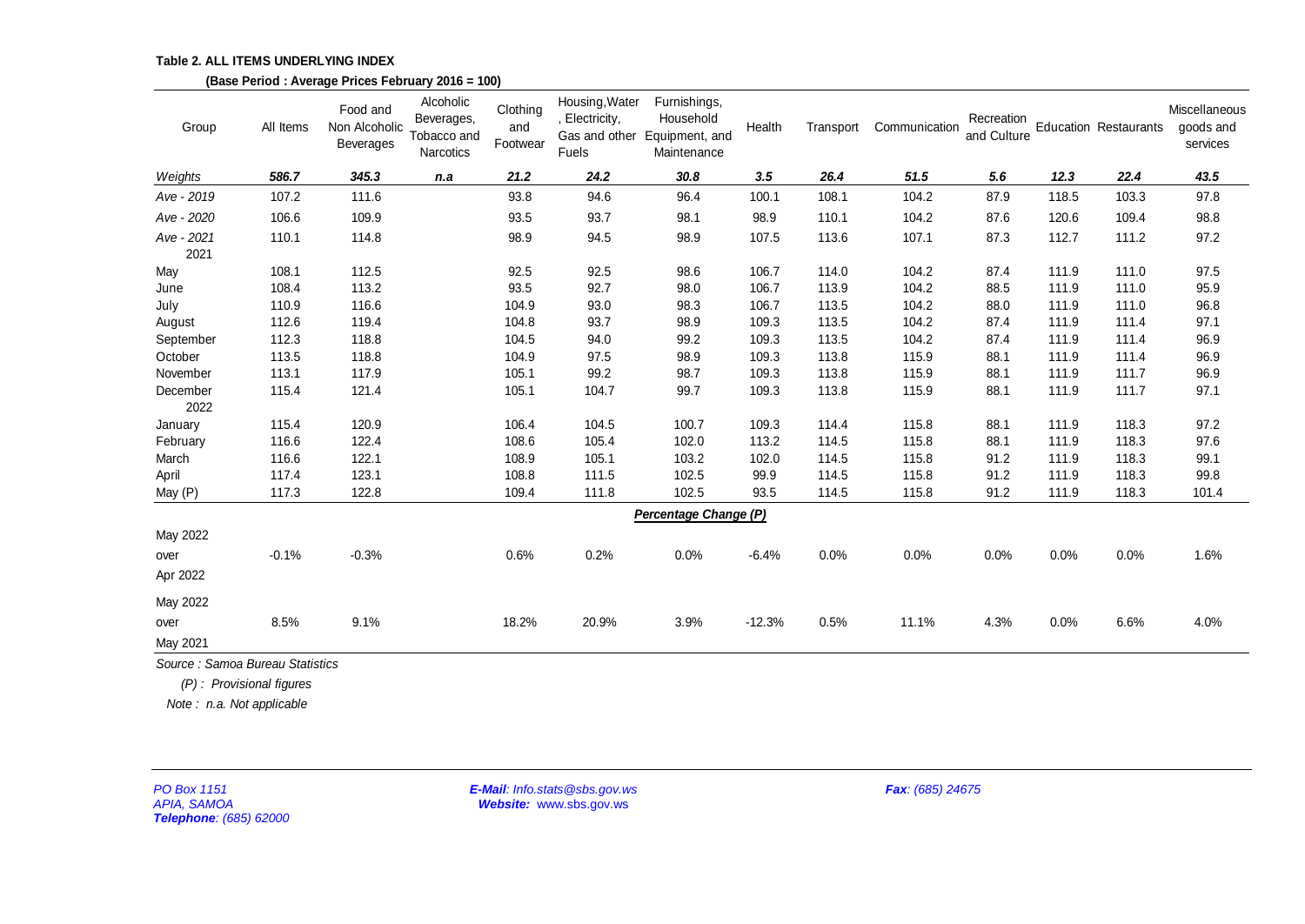**Table 2. ALL ITEMS UNDERLYING INDEX**

**(Base Period : Average Prices February 2016 = 100)**

| Group | All Items | Food and Non Alcoholic Beverages | Alcoholic Beverages, Tobacco and Narcotics | Clothing and Footwear | Housing,Water , Electricity, Gas and other Fuels | Furnishings, Household Equipment, and Maintenance | Health | Transport | Communication | Recreation and Culture | Education | Restaurants | Miscellaneous goods and services |
|---|---|---|---|---|---|---|---|---|---|---|---|---|---|
| *Weights* | ***586.7*** | ***345.3*** | ***n.a*** | ***21.2*** | ***24.2*** | ***30.8*** | ***3.5*** | ***26.4*** | ***51.5*** | ***5.6*** | ***12.3*** | ***22.4*** | ***43.5*** |
| *Ave - 2019* | 107.2 | 111.6 | | 93.8 | 94.6 | 96.4 | 100.1 | 108.1 | 104.2 | 87.9 | 118.5 | 103.3 | 97.8 |
| *Ave - 2020* | 106.6 | 109.9 | | 93.5 | 93.7 | 98.1 | 98.9 | 110.1 | 104.2 | 87.6 | 120.6 | 109.4 | 98.8 |
| *Ave - 2021* | 110.1 | 114.8 | | 98.9 | 94.5 | 98.9 | 107.5 | 113.6 | 107.1 | 87.3 | 112.7 | 111.2 | 97.2 |
| 2021 | | | | | | | | | | | | | |
| May | 108.1 | 112.5 | | 92.5 | 92.5 | 98.6 | 106.7 | 114.0 | 104.2 | 87.4 | 111.9 | 111.0 | 97.5 |
| June | 108.4 | 113.2 | | 93.5 | 92.7 | 98.0 | 106.7 | 113.9 | 104.2 | 88.5 | 111.9 | 111.0 | 95.9 |
| July | 110.9 | 116.6 | | 104.9 | 93.0 | 98.3 | 106.7 | 113.5 | 104.2 | 88.0 | 111.9 | 111.0 | 96.8 |
| August | 112.6 | 119.4 | | 104.8 | 93.7 | 98.9 | 109.3 | 113.5 | 104.2 | 87.4 | 111.9 | 111.4 | 97.1 |
| September | 112.3 | 118.8 | | 104.5 | 94.0 | 99.2 | 109.3 | 113.5 | 104.2 | 87.4 | 111.9 | 111.4 | 96.9 |
| October | 113.5 | 118.8 | | 104.9 | 97.5 | 98.9 | 109.3 | 113.8 | 115.9 | 88.1 | 111.9 | 111.4 | 96.9 |
| November | 113.1 | 117.9 | | 105.1 | 99.2 | 98.7 | 109.3 | 113.8 | 115.9 | 88.1 | 111.9 | 111.7 | 96.9 |
| December | 115.4 | 121.4 | | 105.1 | 104.7 | 99.7 | 109.3 | 113.8 | 115.9 | 88.1 | 111.9 | 111.7 | 97.1 |
| 2022 | | | | | | | | | | | | | |
| January | 115.4 | 120.9 | | 106.4 | 104.5 | 100.7 | 109.3 | 114.4 | 115.8 | 88.1 | 111.9 | 118.3 | 97.2 |
| February | 116.6 | 122.4 | | 108.6 | 105.4 | 102.0 | 113.2 | 114.5 | 115.8 | 88.1 | 111.9 | 118.3 | 97.6 |
| March | 116.6 | 122.1 | | 108.9 | 105.1 | 103.2 | 102.0 | 114.5 | 115.8 | 91.2 | 111.9 | 118.3 | 99.1 |
| April | 117.4 | 123.1 | | 108.8 | 111.5 | 102.5 | 99.9 | 114.5 | 115.8 | 91.2 | 111.9 | 118.3 | 99.8 |
| May (P) | 117.3 | 122.8 | | 109.4 | 111.8 | 102.5 | 93.5 | 114.5 | 115.8 | 91.2 | 111.9 | 118.3 | 101.4 |
| | | | | | | ***Percentage Change (P)*** | | | | | | | |
| May 2022 over Apr 2022 | -0.1% | -0.3% | | 0.6% | 0.2% | 0.0% | -6.4% | 0.0% | 0.0% | 0.0% | 0.0% | 0.0% | 1.6% |
| May 2022 over May 2021 | 8.5% | 9.1% | | 18.2% | 20.9% | 3.9% | -12.3% | 0.5% | 11.1% | 4.3% | 0.0% | 6.6% | 4.0% |

*Source : Samoa Bureau Statistics*

*(P) : Provisional figures*

*Note : n.a. Not applicable*

*PO Box 1151*
*APIA, SAMOA*
***Telephone**: (685) 62000*

***E-Mail**: Info.stats@sbs.gov.ws*
***Website:** www.sbs.gov.ws*

***Fax**: (685) 24675*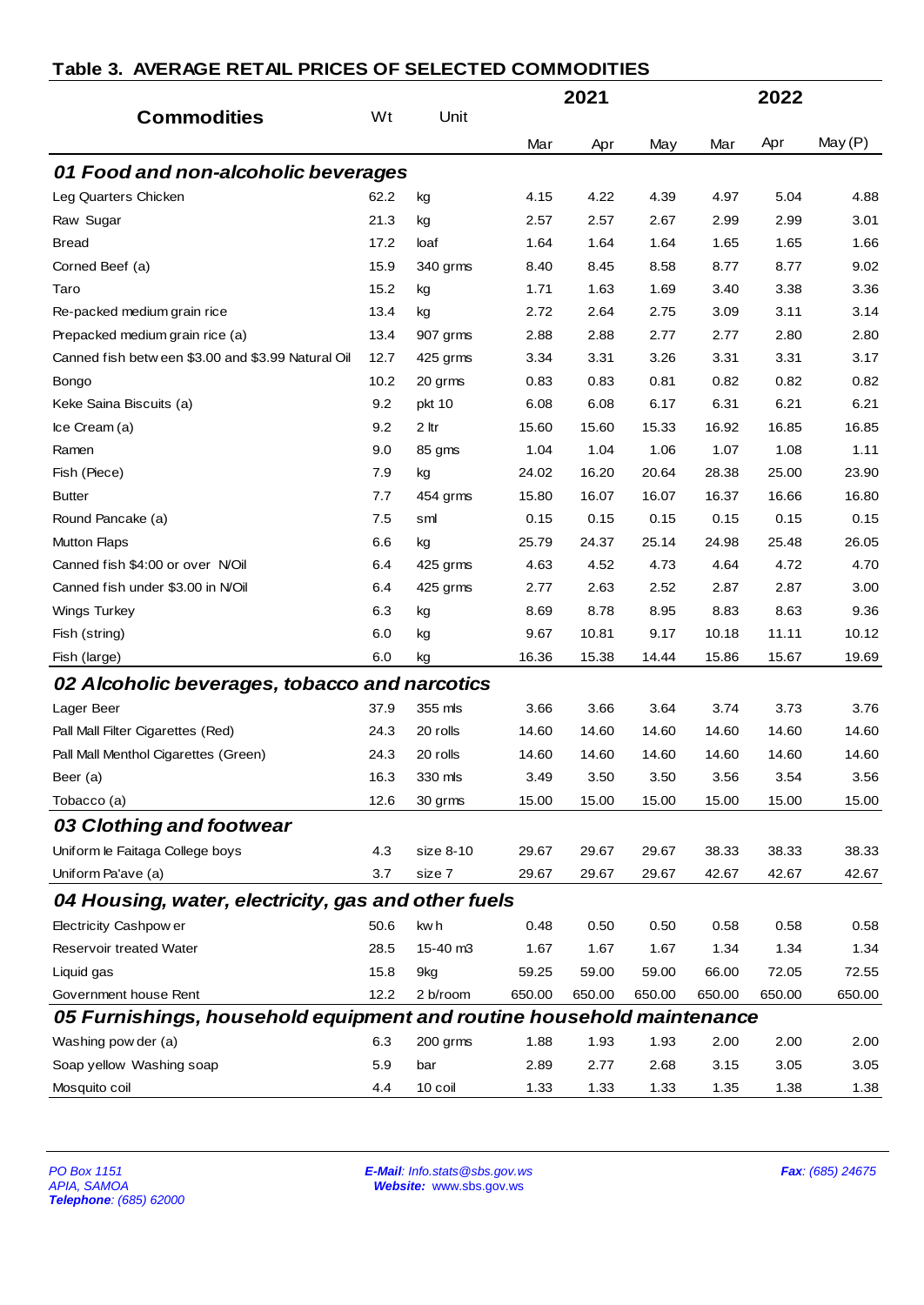## Table 3. AVERAGE RETAIL PRICES OF SELECTED COMMODITIES

| Commodities | Wt | Unit | 2021 | | | 2022 | | |
|---|---|---|---|---|---|---|---|---|
| | | | Mar | Apr | May | Mar | Apr | May (P) |
| ***01 Food and non-alcoholic beverages*** | | | | | | | | |
| Leg Quarters Chicken | 62.2 | kg | 4.15 | 4.22 | 4.39 | 4.97 | 5.04 | 4.88 |
| Raw Sugar | 21.3 | kg | 2.57 | 2.57 | 2.67 | 2.99 | 2.99 | 3.01 |
| Bread | 17.2 | loaf | 1.64 | 1.64 | 1.64 | 1.65 | 1.65 | 1.66 |
| Corned Beef (a) | 15.9 | 340 grms | 8.40 | 8.45 | 8.58 | 8.77 | 8.77 | 9.02 |
| Taro | 15.2 | kg | 1.71 | 1.63 | 1.69 | 3.40 | 3.38 | 3.36 |
| Re-packed medium grain rice | 13.4 | kg | 2.72 | 2.64 | 2.75 | 3.09 | 3.11 | 3.14 |
| Prepacked medium grain rice (a) | 13.4 | 907 grms | 2.88 | 2.88 | 2.77 | 2.77 | 2.80 | 2.80 |
| Canned fish between $3.00 and $3.99 Natural Oil | 12.7 | 425 grms | 3.34 | 3.31 | 3.26 | 3.31 | 3.31 | 3.17 |
| Bongo | 10.2 | 20 grms | 0.83 | 0.83 | 0.81 | 0.82 | 0.82 | 0.82 |
| Keke Saina Biscuits (a) | 9.2 | pkt 10 | 6.08 | 6.08 | 6.17 | 6.31 | 6.21 | 6.21 |
| Ice Cream (a) | 9.2 | 2 ltr | 15.60 | 15.60 | 15.33 | 16.92 | 16.85 | 16.85 |
| Ramen | 9.0 | 85 gms | 1.04 | 1.04 | 1.06 | 1.07 | 1.08 | 1.11 |
| Fish (Piece) | 7.9 | kg | 24.02 | 16.20 | 20.64 | 28.38 | 25.00 | 23.90 |
| Butter | 7.7 | 454 grms | 15.80 | 16.07 | 16.07 | 16.37 | 16.66 | 16.80 |
| Round Pancake (a) | 7.5 | sml | 0.15 | 0.15 | 0.15 | 0.15 | 0.15 | 0.15 |
| Mutton Flaps | 6.6 | kg | 25.79 | 24.37 | 25.14 | 24.98 | 25.48 | 26.05 |
| Canned fish $4:00 or over N/Oil | 6.4 | 425 grms | 4.63 | 4.52 | 4.73 | 4.64 | 4.72 | 4.70 |
| Canned fish under $3.00 in N/Oil | 6.4 | 425 grms | 2.77 | 2.63 | 2.52 | 2.87 | 2.87 | 3.00 |
| Wings Turkey | 6.3 | kg | 8.69 | 8.78 | 8.95 | 8.83 | 8.63 | 9.36 |
| Fish (string) | 6.0 | kg | 9.67 | 10.81 | 9.17 | 10.18 | 11.11 | 10.12 |
| Fish (large) | 6.0 | kg | 16.36 | 15.38 | 14.44 | 15.86 | 15.67 | 19.69 |
| ***02 Alcoholic beverages, tobacco and narcotics*** | | | | | | | | |
| Lager Beer | 37.9 | 355 mls | 3.66 | 3.66 | 3.64 | 3.74 | 3.73 | 3.76 |
| Pall Mall Filter Cigarettes (Red) | 24.3 | 20 rolls | 14.60 | 14.60 | 14.60 | 14.60 | 14.60 | 14.60 |
| Pall Mall Menthol Cigarettes (Green) | 24.3 | 20 rolls | 14.60 | 14.60 | 14.60 | 14.60 | 14.60 | 14.60 |
| Beer (a) | 16.3 | 330 mls | 3.49 | 3.50 | 3.50 | 3.56 | 3.54 | 3.56 |
| Tobacco (a) | 12.6 | 30 grms | 15.00 | 15.00 | 15.00 | 15.00 | 15.00 | 15.00 |
| ***03 Clothing and footwear*** | | | | | | | | |
| Uniform le Faitaga College boys | 4.3 | size 8-10 | 29.67 | 29.67 | 29.67 | 38.33 | 38.33 | 38.33 |
| Uniform Pa'ave (a) | 3.7 | size 7 | 29.67 | 29.67 | 29.67 | 42.67 | 42.67 | 42.67 |
| ***04 Housing, water, electricity, gas and other fuels*** | | | | | | | | |
| Electricity Cashpower | 50.6 | kwh | 0.48 | 0.50 | 0.50 | 0.58 | 0.58 | 0.58 |
| Reservoir treated Water | 28.5 | 15-40 m3 | 1.67 | 1.67 | 1.67 | 1.34 | 1.34 | 1.34 |
| Liquid gas | 15.8 | 9kg | 59.25 | 59.00 | 59.00 | 66.00 | 72.05 | 72.55 |
| Government house Rent | 12.2 | 2 b/room | 650.00 | 650.00 | 650.00 | 650.00 | 650.00 | 650.00 |
| ***05 Furnishings, household equipment and routine household maintenance*** | | | | | | | | |
| Washing powder (a) | 6.3 | 200 grms | 1.88 | 1.93 | 1.93 | 2.00 | 2.00 | 2.00 |
| Soap yellow Washing soap | 5.9 | bar | 2.89 | 2.77 | 2.68 | 3.15 | 3.05 | 3.05 |
| Mosquito coil | 4.4 | 10 coil | 1.33 | 1.33 | 1.33 | 1.35 | 1.38 | 1.38 |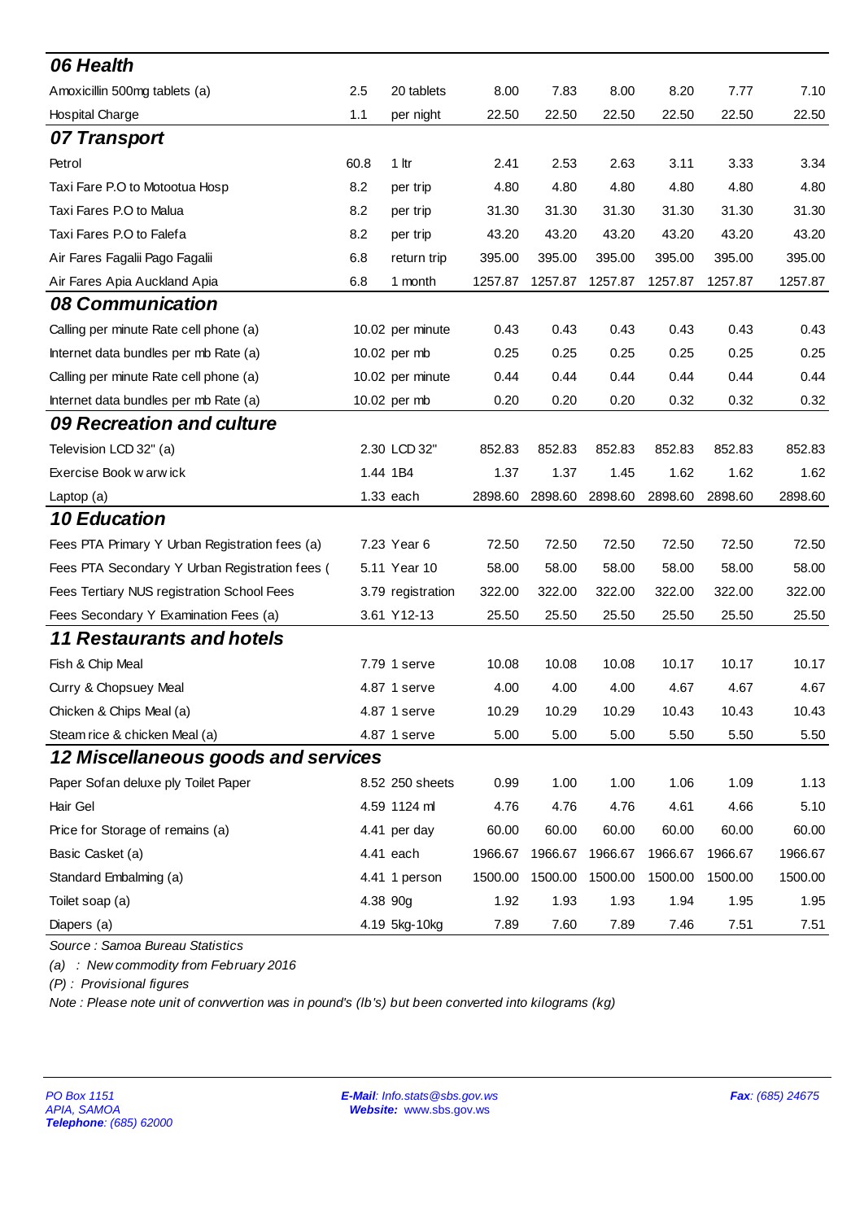| | | | | | | | | |
|---|---|---|---|---|---|---|---|---|
| **06 Health** | | | | | | | | |
| Amoxicillin 500mg tablets (a) | 2.5 | 20 tablets | 8.00 | 7.83 | 8.00 | 8.20 | 7.77 | 7.10 |
| Hospital Charge | 1.1 | per night | 22.50 | 22.50 | 22.50 | 22.50 | 22.50 | 22.50 |
| **07 Transport** | | | | | | | | |
| Petrol | 60.8 | 1 ltr | 2.41 | 2.53 | 2.63 | 3.11 | 3.33 | 3.34 |
| Taxi Fare P.O to Motootua Hosp | 8.2 | per trip | 4.80 | 4.80 | 4.80 | 4.80 | 4.80 | 4.80 |
| Taxi Fares P.O to Malua | 8.2 | per trip | 31.30 | 31.30 | 31.30 | 31.30 | 31.30 | 31.30 |
| Taxi Fares P.O to Falefa | 8.2 | per trip | 43.20 | 43.20 | 43.20 | 43.20 | 43.20 | 43.20 |
| Air Fares Fagalii Pago Fagalii | 6.8 | return trip | 395.00 | 395.00 | 395.00 | 395.00 | 395.00 | 395.00 |
| Air Fares Apia Auckland Apia | 6.8 | 1 month | 1257.87 | 1257.87 | 1257.87 | 1257.87 | 1257.87 | 1257.87 |
| **08 Communication** | | | | | | | | |
| Calling per minute Rate cell phone (a) | 10.02 | per minute | 0.43 | 0.43 | 0.43 | 0.43 | 0.43 | 0.43 |
| Internet data bundles per mb Rate (a) | 10.02 | per mb | 0.25 | 0.25 | 0.25 | 0.25 | 0.25 | 0.25 |
| Calling per minute Rate cell phone (a) | 10.02 | per minute | 0.44 | 0.44 | 0.44 | 0.44 | 0.44 | 0.44 |
| Internet data bundles per mb Rate (a) | 10.02 | per mb | 0.20 | 0.20 | 0.20 | 0.32 | 0.32 | 0.32 |
| **09 Recreation and culture** | | | | | | | | |
| Television LCD 32" (a) | 2.30 | LCD 32" | 852.83 | 852.83 | 852.83 | 852.83 | 852.83 | 852.83 |
| Exercise Book w arw ick | 1.44 | 1B4 | 1.37 | 1.37 | 1.45 | 1.62 | 1.62 | 1.62 |
| Laptop (a) | 1.33 | each | 2898.60 | 2898.60 | 2898.60 | 2898.60 | 2898.60 | 2898.60 |
| **10 Education** | | | | | | | | |
| Fees PTA Primary Y Urban Registration fees (a) | 7.23 | Year 6 | 72.50 | 72.50 | 72.50 | 72.50 | 72.50 | 72.50 |
| Fees PTA Secondary Y Urban Registration fees ( | 5.11 | Year 10 | 58.00 | 58.00 | 58.00 | 58.00 | 58.00 | 58.00 |
| Fees Tertiary NUS registration School Fees | 3.79 | registration | 322.00 | 322.00 | 322.00 | 322.00 | 322.00 | 322.00 |
| Fees Secondary Y Examination Fees (a) | 3.61 | Y12-13 | 25.50 | 25.50 | 25.50 | 25.50 | 25.50 | 25.50 |
| **11 Restaurants and hotels** | | | | | | | | |
| Fish & Chip Meal | 7.79 | 1 serve | 10.08 | 10.08 | 10.08 | 10.17 | 10.17 | 10.17 |
| Curry & Chopsuey Meal | 4.87 | 1 serve | 4.00 | 4.00 | 4.00 | 4.67 | 4.67 | 4.67 |
| Chicken & Chips Meal (a) | 4.87 | 1 serve | 10.29 | 10.29 | 10.29 | 10.43 | 10.43 | 10.43 |
| Steam rice & chicken Meal (a) | 4.87 | 1 serve | 5.00 | 5.00 | 5.00 | 5.50 | 5.50 | 5.50 |
| **12 Miscellaneous goods and services** | | | | | | | | |
| Paper Sofan deluxe ply Toilet Paper | 8.52 | 250 sheets | 0.99 | 1.00 | 1.00 | 1.06 | 1.09 | 1.13 |
| Hair Gel | 4.59 | 1124 ml | 4.76 | 4.76 | 4.76 | 4.61 | 4.66 | 5.10 |
| Price for Storage of remains (a) | 4.41 | per day | 60.00 | 60.00 | 60.00 | 60.00 | 60.00 | 60.00 |
| Basic Casket (a) | 4.41 | each | 1966.67 | 1966.67 | 1966.67 | 1966.67 | 1966.67 | 1966.67 |
| Standard Embalming (a) | 4.41 | 1 person | 1500.00 | 1500.00 | 1500.00 | 1500.00 | 1500.00 | 1500.00 |
| Toilet soap (a) | 4.38 | 90g | 1.92 | 1.93 | 1.93 | 1.94 | 1.95 | 1.95 |
| Diapers (a) | 4.19 | 5kg-10kg | 7.89 | 7.60 | 7.89 | 7.46 | 7.51 | 7.51 |

*Source : Samoa Bureau Statistics*

*(a) : New commodity from February 2016*

*(P) : Provisional figures*

*Note : Please note unit of convvertion was in pound's (lb's) but been converted into kilograms (kg)*

*PO Box 1151*
*APIA, SAMOA*
***Telephone**: (685) 62000*

***E-Mail**: Info.stats@sbs.gov.ws*
***Website:** www.sbs.gov.ws*

***Fax**: (685) 24675*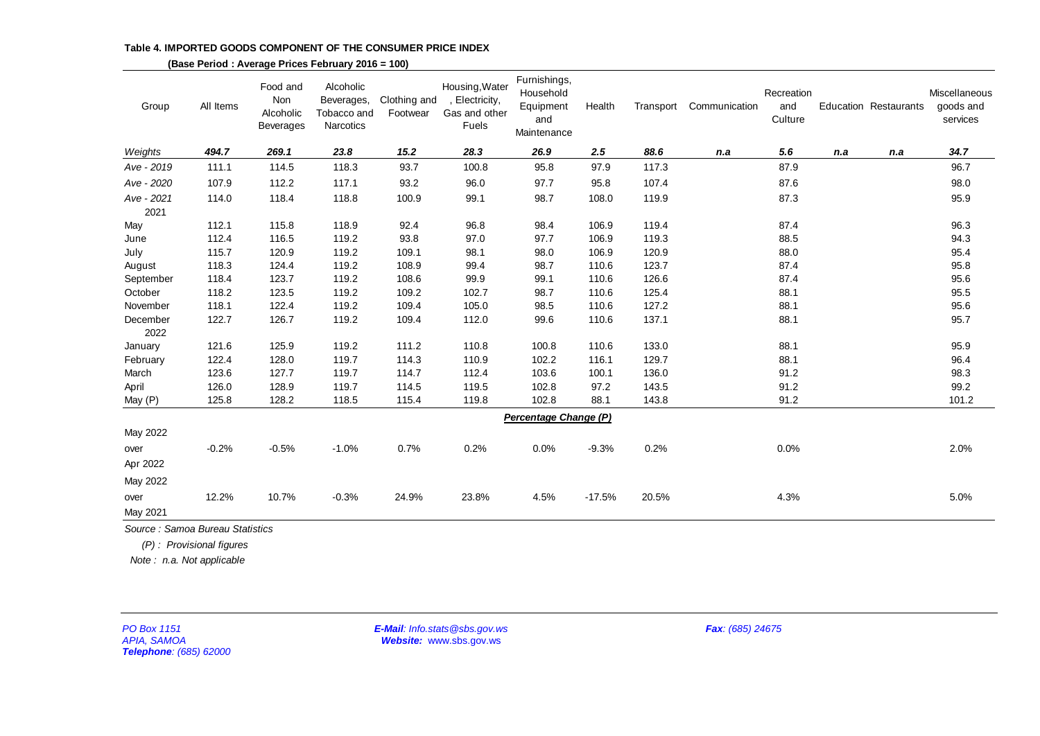**Table 4. IMPORTED GOODS COMPONENT OF THE CONSUMER PRICE INDEX**

**(Base Period : Average Prices February 2016 = 100)**

| Group | All Items | Food and Non Alcoholic Beverages | Alcoholic Beverages, Tobacco and Narcotics | Clothing and Footwear | Housing,Water , Electricity, Gas and other Fuels | Furnishings, Household Equipment and Maintenance | Health | Transport | Communication | Recreation and Culture | Education | Restaurants | Miscellaneous goods and services |
|---|---|---|---|---|---|---|---|---|---|---|---|---|---|
| *Weights* | ***494.7*** | ***269.1*** | ***23.8*** | ***15.2*** | ***28.3*** | ***26.9*** | ***2.5*** | ***88.6*** | ***n.a*** | ***5.6*** | ***n.a*** | ***n.a*** | ***34.7*** |
| *Ave - 2019* | 111.1 | 114.5 | 118.3 | 93.7 | 100.8 | 95.8 | 97.9 | 117.3 | | 87.9 | | | 96.7 |
| *Ave - 2020* | 107.9 | 112.2 | 117.1 | 93.2 | 96.0 | 97.7 | 95.8 | 107.4 | | 87.6 | | | 98.0 |
| *Ave - 2021* | 114.0 | 118.4 | 118.8 | 100.9 | 99.1 | 98.7 | 108.0 | 119.9 | | 87.3 | | | 95.9 |
| 2021 | | | | | | | | | | | | | |
| May | 112.1 | 115.8 | 118.9 | 92.4 | 96.8 | 98.4 | 106.9 | 119.4 | | 87.4 | | | 96.3 |
| June | 112.4 | 116.5 | 119.2 | 93.8 | 97.0 | 97.7 | 106.9 | 119.3 | | 88.5 | | | 94.3 |
| July | 115.7 | 120.9 | 119.2 | 109.1 | 98.1 | 98.0 | 106.9 | 120.9 | | 88.0 | | | 95.4 |
| August | 118.3 | 124.4 | 119.2 | 108.9 | 99.4 | 98.7 | 110.6 | 123.7 | | 87.4 | | | 95.8 |
| September | 118.4 | 123.7 | 119.2 | 108.6 | 99.9 | 99.1 | 110.6 | 126.6 | | 87.4 | | | 95.6 |
| October | 118.2 | 123.5 | 119.2 | 109.2 | 102.7 | 98.7 | 110.6 | 125.4 | | 88.1 | | | 95.5 |
| November | 118.1 | 122.4 | 119.2 | 109.4 | 105.0 | 98.5 | 110.6 | 127.2 | | 88.1 | | | 95.6 |
| December | 122.7 | 126.7 | 119.2 | 109.4 | 112.0 | 99.6 | 110.6 | 137.1 | | 88.1 | | | 95.7 |
| 2022 | | | | | | | | | | | | | |
| January | 121.6 | 125.9 | 119.2 | 111.2 | 110.8 | 100.8 | 110.6 | 133.0 | | 88.1 | | | 95.9 |
| February | 122.4 | 128.0 | 119.7 | 114.3 | 110.9 | 102.2 | 116.1 | 129.7 | | 88.1 | | | 96.4 |
| March | 123.6 | 127.7 | 119.7 | 114.7 | 112.4 | 103.6 | 100.1 | 136.0 | | 91.2 | | | 98.3 |
| April | 126.0 | 128.9 | 119.7 | 114.5 | 119.5 | 102.8 | 97.2 | 143.5 | | 91.2 | | | 99.2 |
| May (P) | 125.8 | 128.2 | 118.5 | 115.4 | 119.8 | 102.8 | 88.1 | 143.8 | | 91.2 | | | 101.2 |
| | | | | | | ***Percentage Change (P)*** | | | | | | | |
| May 2022 over Apr 2022 | -0.2% | -0.5% | -1.0% | 0.7% | 0.2% | 0.0% | -9.3% | 0.2% | | 0.0% | | | 2.0% |
| May 2022 over May 2021 | 12.2% | 10.7% | -0.3% | 24.9% | 23.8% | 4.5% | -17.5% | 20.5% | | 4.3% | | | 5.0% |

*Source : Samoa Bureau Statistics*

*(P) : Provisional figures*

*Note : n.a. Not applicable*

*PO Box 1151*
*APIA, SAMOA*
***Telephone**: (685) 62000*

***E-Mail**: Info.stats@sbs.gov.ws*
***Website:** www.sbs.gov.ws*

***Fax**: (685) 24675*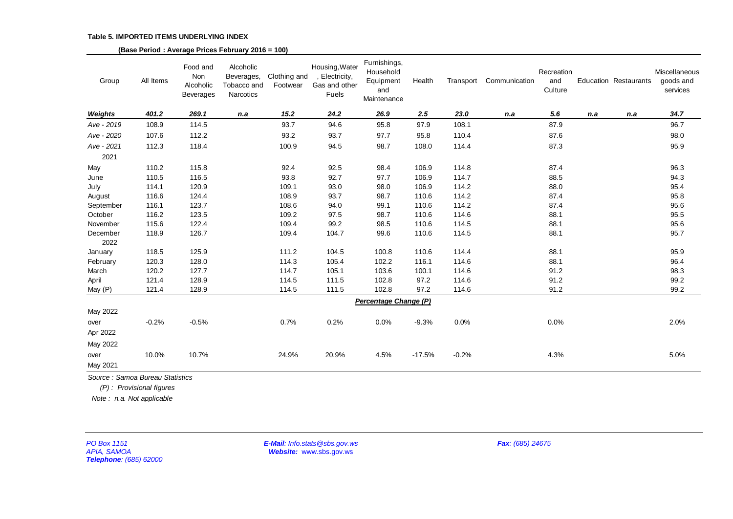**Table 5. IMPORTED ITEMS UNDERLYING INDEX**

**(Base Period : Average Prices February 2016 = 100)**

| Group | All Items | Food and Non Alcoholic Beverages | Alcoholic Beverages, Tobacco and Narcotics | Clothing and Footwear | Housing,Water , Electricity, Gas and other Fuels | Furnishings, Household Equipment and Maintenance | Health | Transport | Communication | Recreation and Culture | Education | Restaurants | Miscellaneous goods and services |
|---|---|---|---|---|---|---|---|---|---|---|---|---|---|
| ***Weights*** | ***401.2*** | ***269.1*** | ***n.a*** | ***15.2*** | ***24.2*** | ***26.9*** | ***2.5*** | ***23.0*** | ***n.a*** | ***5.6*** | ***n.a*** | ***n.a*** | ***34.7*** |
| *Ave - 2019* | 108.9 | 114.5 | | 93.7 | 94.6 | 95.8 | 97.9 | 108.1 | | 87.9 | | | 96.7 |
| *Ave - 2020* | 107.6 | 112.2 | | 93.2 | 93.7 | 97.7 | 95.8 | 110.4 | | 87.6 | | | 98.0 |
| *Ave - 2021* | 112.3 | 118.4 | | 100.9 | 94.5 | 98.7 | 108.0 | 114.4 | | 87.3 | | | 95.9 |
| 2021 | | | | | | | | | | | | | |
| May | 110.2 | 115.8 | | 92.4 | 92.5 | 98.4 | 106.9 | 114.8 | | 87.4 | | | 96.3 |
| June | 110.5 | 116.5 | | 93.8 | 92.7 | 97.7 | 106.9 | 114.7 | | 88.5 | | | 94.3 |
| July | 114.1 | 120.9 | | 109.1 | 93.0 | 98.0 | 106.9 | 114.2 | | 88.0 | | | 95.4 |
| August | 116.6 | 124.4 | | 108.9 | 93.7 | 98.7 | 110.6 | 114.2 | | 87.4 | | | 95.8 |
| September | 116.1 | 123.7 | | 108.6 | 94.0 | 99.1 | 110.6 | 114.2 | | 87.4 | | | 95.6 |
| October | 116.2 | 123.5 | | 109.2 | 97.5 | 98.7 | 110.6 | 114.6 | | 88.1 | | | 95.5 |
| November | 115.6 | 122.4 | | 109.4 | 99.2 | 98.5 | 110.6 | 114.5 | | 88.1 | | | 95.6 |
| December | 118.9 | 126.7 | | 109.4 | 104.7 | 99.6 | 110.6 | 114.5 | | 88.1 | | | 95.7 |
| 2022 | | | | | | | | | | | | | |
| January | 118.5 | 125.9 | | 111.2 | 104.5 | 100.8 | 110.6 | 114.4 | | 88.1 | | | 95.9 |
| February | 120.3 | 128.0 | | 114.3 | 105.4 | 102.2 | 116.1 | 114.6 | | 88.1 | | | 96.4 |
| March | 120.2 | 127.7 | | 114.7 | 105.1 | 103.6 | 100.1 | 114.6 | | 91.2 | | | 98.3 |
| April | 121.4 | 128.9 | | 114.5 | 111.5 | 102.8 | 97.2 | 114.6 | | 91.2 | | | 99.2 |
| May (P) | 121.4 | 128.9 | | 114.5 | 111.5 | 102.8 | 97.2 | 114.6 | | 91.2 | | | 99.2 |
| | | | | | | ***Percentage Change (P)*** | | | | | | | |
| May 2022 over Apr 2022 | -0.2% | -0.5% | | 0.7% | 0.2% | 0.0% | -9.3% | 0.0% | | 0.0% | | | 2.0% |
| May 2022 over May 2021 | 10.0% | 10.7% | | 24.9% | 20.9% | 4.5% | -17.5% | -0.2% | | 4.3% | | | 5.0% |

*Source : Samoa Bureau Statistics*

*(P) : Provisional figures*

*Note : n.a. Not applicable*

*PO Box 1151*
*APIA, SAMOA*
***Telephone**: (685) 62000*

***E-Mail**: Info.stats@sbs.gov.ws*
***Website:** www.sbs.gov.ws*

***Fax**: (685) 24675*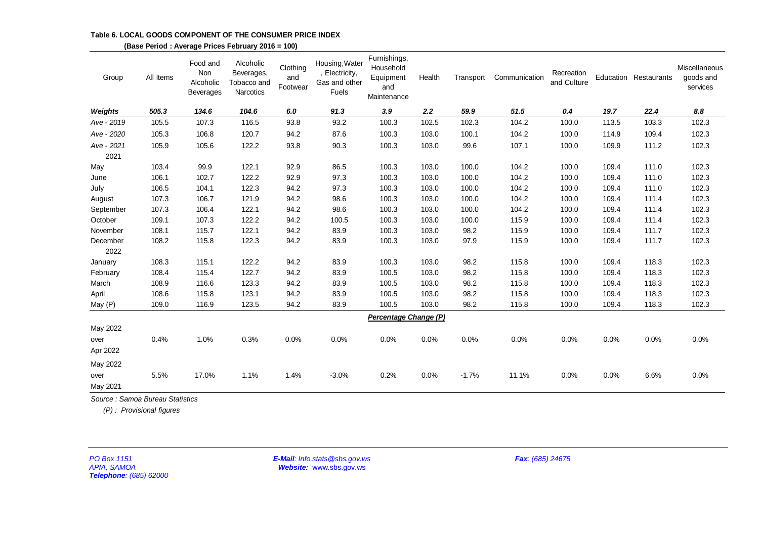**Table 6. LOCAL GOODS COMPONENT OF THE CONSUMER PRICE INDEX**

**(Base Period : Average Prices February 2016 = 100)**

| Group | All Items | Food and Non Alcoholic Beverages | Alcoholic Beverages, Tobacco and Narcotics | Clothing and Footwear | Housing,Water , Electricity, Gas and other Fuels | Furnishings, Household Equipment and Maintenance | Health | Transport | Communication | Recreation and Culture | Education | Restaurants | Miscellaneous goods and services |
|---|---|---|---|---|---|---|---|---|---|---|---|---|---|
| ***Weights*** | ***505.3*** | ***134.6*** | ***104.6*** | ***6.0*** | ***91.3*** | ***3.9*** | ***2.2*** | ***59.9*** | ***51.5*** | ***0.4*** | ***19.7*** | ***22.4*** | ***8.8*** |
| *Ave - 2019* | 105.5 | 107.3 | 116.5 | 93.8 | 93.2 | 100.3 | 102.5 | 102.3 | 104.2 | 100.0 | 113.5 | 103.3 | 102.3 |
| *Ave - 2020* | 105.3 | 106.8 | 120.7 | 94.2 | 87.6 | 100.3 | 103.0 | 100.1 | 104.2 | 100.0 | 114.9 | 109.4 | 102.3 |
| *Ave - 2021* | 105.9 | 105.6 | 122.2 | 93.8 | 90.3 | 100.3 | 103.0 | 99.6 | 107.1 | 100.0 | 109.9 | 111.2 | 102.3 |
| 2021 | | | | | | | | | | | | | |
| May | 103.4 | 99.9 | 122.1 | 92.9 | 86.5 | 100.3 | 103.0 | 100.0 | 104.2 | 100.0 | 109.4 | 111.0 | 102.3 |
| June | 106.1 | 102.7 | 122.2 | 92.9 | 97.3 | 100.3 | 103.0 | 100.0 | 104.2 | 100.0 | 109.4 | 111.0 | 102.3 |
| July | 106.5 | 104.1 | 122.3 | 94.2 | 97.3 | 100.3 | 103.0 | 100.0 | 104.2 | 100.0 | 109.4 | 111.0 | 102.3 |
| August | 107.3 | 106.7 | 121.9 | 94.2 | 98.6 | 100.3 | 103.0 | 100.0 | 104.2 | 100.0 | 109.4 | 111.4 | 102.3 |
| September | 107.3 | 106.4 | 122.1 | 94.2 | 98.6 | 100.3 | 103.0 | 100.0 | 104.2 | 100.0 | 109.4 | 111.4 | 102.3 |
| October | 109.1 | 107.3 | 122.2 | 94.2 | 100.5 | 100.3 | 103.0 | 100.0 | 115.9 | 100.0 | 109.4 | 111.4 | 102.3 |
| November | 108.1 | 115.7 | 122.1 | 94.2 | 83.9 | 100.3 | 103.0 | 98.2 | 115.9 | 100.0 | 109.4 | 111.7 | 102.3 |
| December | 108.2 | 115.8 | 122.3 | 94.2 | 83.9 | 100.3 | 103.0 | 97.9 | 115.9 | 100.0 | 109.4 | 111.7 | 102.3 |
| 2022 | | | | | | | | | | | | | |
| January | 108.3 | 115.1 | 122.2 | 94.2 | 83.9 | 100.3 | 103.0 | 98.2 | 115.8 | 100.0 | 109.4 | 118.3 | 102.3 |
| February | 108.4 | 115.4 | 122.7 | 94.2 | 83.9 | 100.5 | 103.0 | 98.2 | 115.8 | 100.0 | 109.4 | 118.3 | 102.3 |
| March | 108.9 | 116.6 | 123.3 | 94.2 | 83.9 | 100.5 | 103.0 | 98.2 | 115.8 | 100.0 | 109.4 | 118.3 | 102.3 |
| April | 108.6 | 115.8 | 123.1 | 94.2 | 83.9 | 100.5 | 103.0 | 98.2 | 115.8 | 100.0 | 109.4 | 118.3 | 102.3 |
| May (P) | 109.0 | 116.9 | 123.5 | 94.2 | 83.9 | 100.5 | 103.0 | 98.2 | 115.8 | 100.0 | 109.4 | 118.3 | 102.3 |
| | | | | | | ***Percentage Change (P)*** | | | | | | | |
| May 2022 over Apr 2022 | 0.4% | 1.0% | 0.3% | 0.0% | 0.0% | 0.0% | 0.0% | 0.0% | 0.0% | 0.0% | 0.0% | 0.0% | 0.0% |
| May 2022 over May 2021 | 5.5% | 17.0% | 1.1% | 1.4% | -3.0% | 0.2% | 0.0% | -1.7% | 11.1% | 0.0% | 0.0% | 6.6% | 0.0% |

*Source : Samoa Bureau Statistics*

*(P) : Provisional figures*

*PO Box 1151*
*APIA, SAMOA*
***Telephone**: (685) 62000*

***E-Mail**: Info.stats@sbs.gov.ws*
***Website:** www.sbs.gov.ws*

***Fax**: (685) 24675*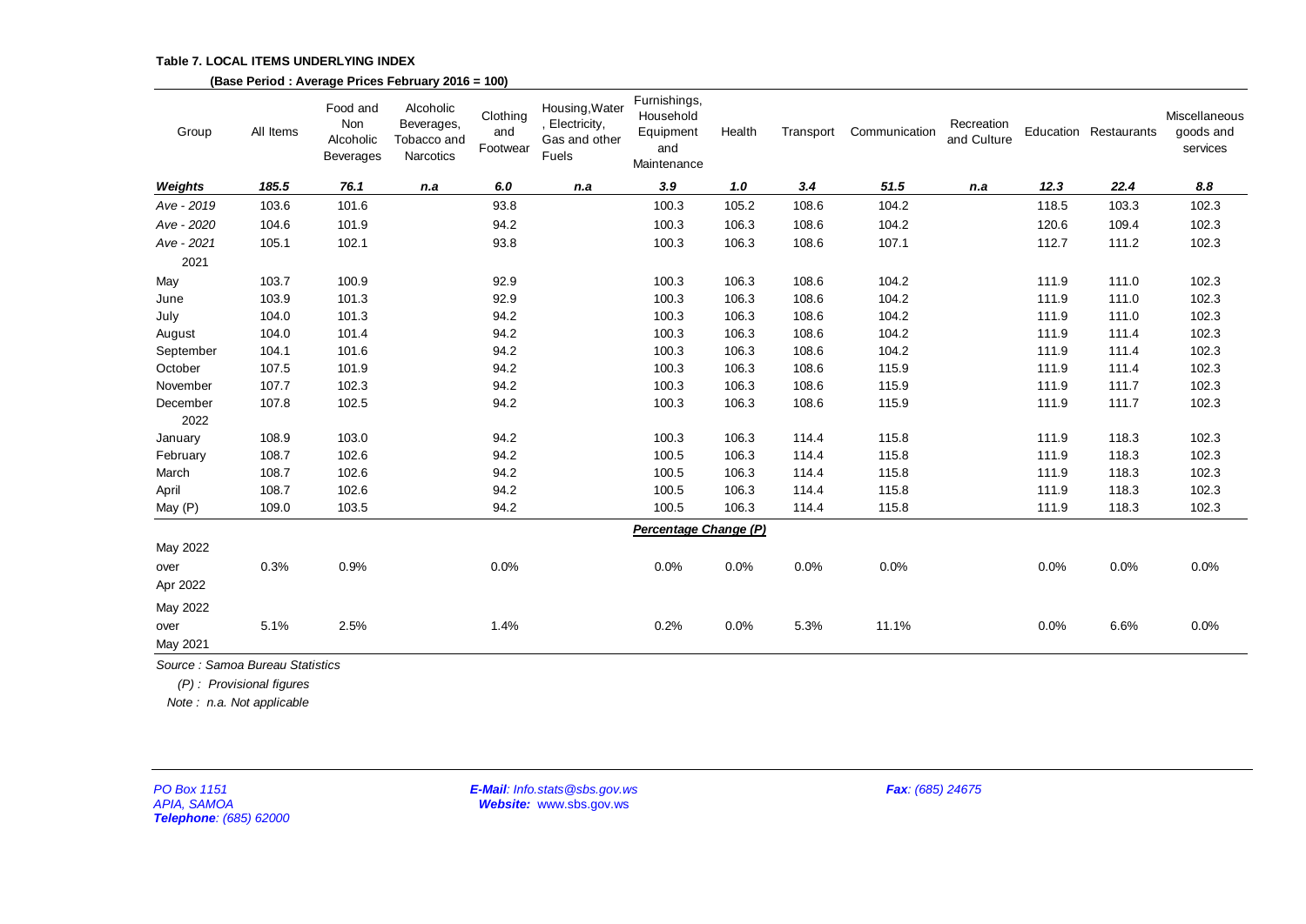**Table 7. LOCAL ITEMS UNDERLYING INDEX**

**(Base Period : Average Prices February 2016 = 100)**

| Group | All Items | Food and Non Alcoholic Beverages | Alcoholic Beverages, Tobacco and Narcotics | Clothing and Footwear | Housing,Water , Electricity, Gas and other Fuels | Furnishings, Household Equipment and Maintenance | Health | Transport | Communication | Recreation and Culture | Education | Restaurants | Miscellaneous goods and services |
|---|---|---|---|---|---|---|---|---|---|---|---|---|---|
| ***Weights*** | ***185.5*** | ***76.1*** | ***n.a*** | ***6.0*** | ***n.a*** | ***3.9*** | ***1.0*** | ***3.4*** | ***51.5*** | ***n.a*** | ***12.3*** | ***22.4*** | ***8.8*** |
| *Ave - 2019* | 103.6 | 101.6 | | 93.8 | | 100.3 | 105.2 | 108.6 | 104.2 | | 118.5 | 103.3 | 102.3 |
| *Ave - 2020* | 104.6 | 101.9 | | 94.2 | | 100.3 | 106.3 | 108.6 | 104.2 | | 120.6 | 109.4 | 102.3 |
| *Ave - 2021* | 105.1 | 102.1 | | 93.8 | | 100.3 | 106.3 | 108.6 | 107.1 | | 112.7 | 111.2 | 102.3 |
| 2021 | | | | | | | | | | | | | |
| May | 103.7 | 100.9 | | 92.9 | | 100.3 | 106.3 | 108.6 | 104.2 | | 111.9 | 111.0 | 102.3 |
| June | 103.9 | 101.3 | | 92.9 | | 100.3 | 106.3 | 108.6 | 104.2 | | 111.9 | 111.0 | 102.3 |
| July | 104.0 | 101.3 | | 94.2 | | 100.3 | 106.3 | 108.6 | 104.2 | | 111.9 | 111.0 | 102.3 |
| August | 104.0 | 101.4 | | 94.2 | | 100.3 | 106.3 | 108.6 | 104.2 | | 111.9 | 111.4 | 102.3 |
| September | 104.1 | 101.6 | | 94.2 | | 100.3 | 106.3 | 108.6 | 104.2 | | 111.9 | 111.4 | 102.3 |
| October | 107.5 | 101.9 | | 94.2 | | 100.3 | 106.3 | 108.6 | 115.9 | | 111.9 | 111.4 | 102.3 |
| November | 107.7 | 102.3 | | 94.2 | | 100.3 | 106.3 | 108.6 | 115.9 | | 111.9 | 111.7 | 102.3 |
| December | 107.8 | 102.5 | | 94.2 | | 100.3 | 106.3 | 108.6 | 115.9 | | 111.9 | 111.7 | 102.3 |
| 2022 | | | | | | | | | | | | | |
| January | 108.9 | 103.0 | | 94.2 | | 100.3 | 106.3 | 114.4 | 115.8 | | 111.9 | 118.3 | 102.3 |
| February | 108.7 | 102.6 | | 94.2 | | 100.5 | 106.3 | 114.4 | 115.8 | | 111.9 | 118.3 | 102.3 |
| March | 108.7 | 102.6 | | 94.2 | | 100.5 | 106.3 | 114.4 | 115.8 | | 111.9 | 118.3 | 102.3 |
| April | 108.7 | 102.6 | | 94.2 | | 100.5 | 106.3 | 114.4 | 115.8 | | 111.9 | 118.3 | 102.3 |
| May (P) | 109.0 | 103.5 | | 94.2 | | 100.5 | 106.3 | 114.4 | 115.8 | | 111.9 | 118.3 | 102.3 |
| | | | | | | ***Percentage Change (P)*** | | | | | | | |
| May 2022 over Apr 2022 | 0.3% | 0.9% | | 0.0% | | 0.0% | 0.0% | 0.0% | 0.0% | | 0.0% | 0.0% | 0.0% |
| May 2022 over May 2021 | 5.1% | 2.5% | | 1.4% | | 0.2% | 0.0% | 5.3% | 11.1% | | 0.0% | 6.6% | 0.0% |

*Source : Samoa Bureau Statistics*

*(P) : Provisional figures*

*Note : n.a. Not applicable*

*PO Box 1151*
*APIA, SAMOA*
***Telephone**: (685) 62000*

***E-Mail**: Info.stats@sbs.gov.ws*
***Website:** www.sbs.gov.ws*

***Fax**: (685) 24675*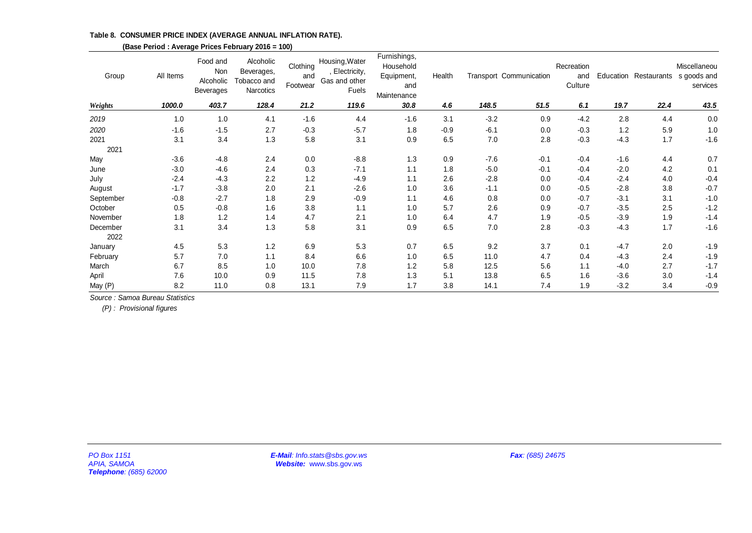**Table 8. CONSUMER PRICE INDEX (AVERAGE ANNUAL INFLATION RATE).**

**(Base Period : Average Prices February 2016 = 100)**

| Group | All Items | Food and Non Alcoholic Beverages | Alcoholic Beverages, Tobacco and Narcotics | Clothing and Footwear | Housing,Water, Electricity, Gas and other Fuels | Furnishings, Household Equipment, and Maintenance | Health | Transport | Communication | Recreation and Culture | Education | Restaurants | Miscellaneous goods and services |
|---|---|---|---|---|---|---|---|---|---|---|---|---|---|
| ***Weights*** | ***1000.0*** | ***403.7*** | ***128.4*** | ***21.2*** | ***119.6*** | ***30.8*** | ***4.6*** | ***148.5*** | ***51.5*** | ***6.1*** | ***19.7*** | ***22.4*** | ***43.5*** |
| *2019* | 1.0 | 1.0 | 4.1 | -1.6 | 4.4 | -1.6 | 3.1 | -3.2 | 0.9 | -4.2 | 2.8 | 4.4 | 0.0 |
| *2020* | -1.6 | -1.5 | 2.7 | -0.3 | -5.7 | 1.8 | -0.9 | -6.1 | 0.0 | -0.3 | 1.2 | 5.9 | 1.0 |
| 2021 | 3.1 | 3.4 | 1.3 | 5.8 | 3.1 | 0.9 | 6.5 | 7.0 | 2.8 | -0.3 | -4.3 | 1.7 | -1.6 |
| 2021 | | | | | | | | | | | | | |
| May | -3.6 | -4.8 | 2.4 | 0.0 | -8.8 | 1.3 | 0.9 | -7.6 | -0.1 | -0.4 | -1.6 | 4.4 | 0.7 |
| June | -3.0 | -4.6 | 2.4 | 0.3 | -7.1 | 1.1 | 1.8 | -5.0 | -0.1 | -0.4 | -2.0 | 4.2 | 0.1 |
| July | -2.4 | -4.3 | 2.2 | 1.2 | -4.9 | 1.1 | 2.6 | -2.8 | 0.0 | -0.4 | -2.4 | 4.0 | -0.4 |
| August | -1.7 | -3.8 | 2.0 | 2.1 | -2.6 | 1.0 | 3.6 | -1.1 | 0.0 | -0.5 | -2.8 | 3.8 | -0.7 |
| September | -0.8 | -2.7 | 1.8 | 2.9 | -0.9 | 1.1 | 4.6 | 0.8 | 0.0 | -0.7 | -3.1 | 3.1 | -1.0 |
| October | 0.5 | -0.8 | 1.6 | 3.8 | 1.1 | 1.0 | 5.7 | 2.6 | 0.9 | -0.7 | -3.5 | 2.5 | -1.2 |
| November | 1.8 | 1.2 | 1.4 | 4.7 | 2.1 | 1.0 | 6.4 | 4.7 | 1.9 | -0.5 | -3.9 | 1.9 | -1.4 |
| December | 3.1 | 3.4 | 1.3 | 5.8 | 3.1 | 0.9 | 6.5 | 7.0 | 2.8 | -0.3 | -4.3 | 1.7 | -1.6 |
| 2022 | | | | | | | | | | | | | |
| January | 4.5 | 5.3 | 1.2 | 6.9 | 5.3 | 0.7 | 6.5 | 9.2 | 3.7 | 0.1 | -4.7 | 2.0 | -1.9 |
| February | 5.7 | 7.0 | 1.1 | 8.4 | 6.6 | 1.0 | 6.5 | 11.0 | 4.7 | 0.4 | -4.3 | 2.4 | -1.9 |
| March | 6.7 | 8.5 | 1.0 | 10.0 | 7.8 | 1.2 | 5.8 | 12.5 | 5.6 | 1.1 | -4.0 | 2.7 | -1.7 |
| April | 7.6 | 10.0 | 0.9 | 11.5 | 7.8 | 1.3 | 5.1 | 13.8 | 6.5 | 1.6 | -3.6 | 3.0 | -1.4 |
| May (P) | 8.2 | 11.0 | 0.8 | 13.1 | 7.9 | 1.7 | 3.8 | 14.1 | 7.4 | 1.9 | -3.2 | 3.4 | -0.9 |

*Source : Samoa Bureau Statistics*

*(P) : Provisional figures*

*PO Box 1151*
*APIA, SAMOA*
***Telephone**: (685) 62000*

***E-Mail**: Info.stats@sbs.gov.ws*
***Website:** www.sbs.gov.ws*

***Fax**: (685) 24675*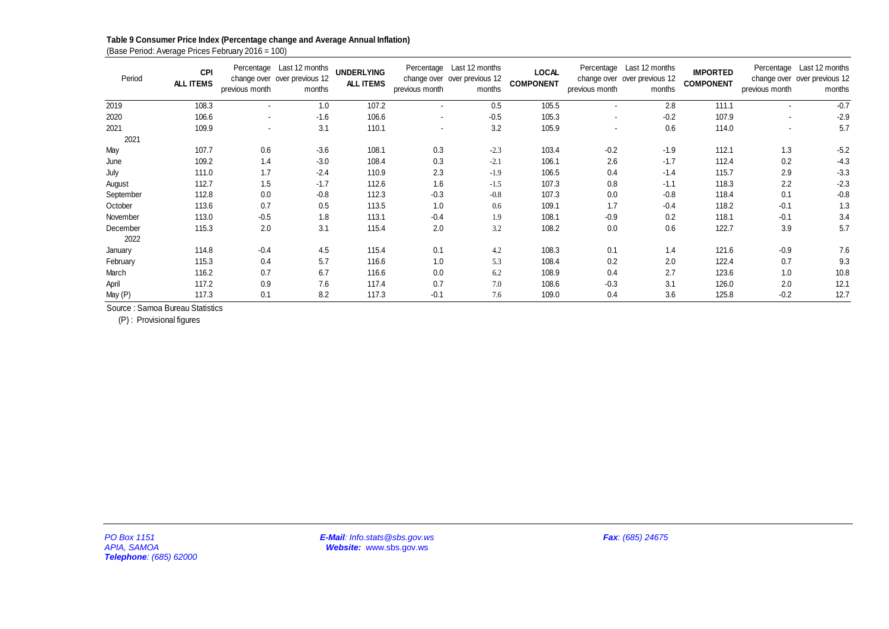**Table 9 Consumer Price Index (Percentage change and Average Annual Inflation)**
(Base Period: Average Prices February 2016 = 100)

| Period | CPI ALL ITEMS | Percentage change over previous month | Last 12 months over previous 12 months | UNDERLYING ALL ITEMS | Percentage change over previous month | Last 12 months over previous 12 months | LOCAL COMPONENT | Percentage change over previous month | Last 12 months over previous 12 months | IMPORTED COMPONENT | Percentage change over previous month | Last 12 months over previous 12 months |
|---|---|---|---|---|---|---|---|---|---|---|---|---|
| 2019 | 108.3 | - | 1.0 | 107.2 | - | 0.5 | 105.5 | - | 2.8 | 111.1 | - | -0.7 |
| 2020 | 106.6 | - | -1.6 | 106.6 | - | -0.5 | 105.3 | - | -0.2 | 107.9 | - | -2.9 |
| 2021 | 109.9 | - | 3.1 | 110.1 | - | 3.2 | 105.9 | - | 0.6 | 114.0 | - | 5.7 |
| 2021 | | | | | | | | | | | | |
| May | 107.7 | 0.6 | -3.6 | 108.1 | 0.3 | -2.3 | 103.4 | -0.2 | -1.9 | 112.1 | 1.3 | -5.2 |
| June | 109.2 | 1.4 | -3.0 | 108.4 | 0.3 | -2.1 | 106.1 | 2.6 | -1.7 | 112.4 | 0.2 | -4.3 |
| July | 111.0 | 1.7 | -2.4 | 110.9 | 2.3 | -1.9 | 106.5 | 0.4 | -1.4 | 115.7 | 2.9 | -3.3 |
| August | 112.7 | 1.5 | -1.7 | 112.6 | 1.6 | -1.5 | 107.3 | 0.8 | -1.1 | 118.3 | 2.2 | -2.3 |
| September | 112.8 | 0.0 | -0.8 | 112.3 | -0.3 | -0.8 | 107.3 | 0.0 | -0.8 | 118.4 | 0.1 | -0.8 |
| October | 113.6 | 0.7 | 0.5 | 113.5 | 1.0 | 0.6 | 109.1 | 1.7 | -0.4 | 118.2 | -0.1 | 1.3 |
| November | 113.0 | -0.5 | 1.8 | 113.1 | -0.4 | 1.9 | 108.1 | -0.9 | 0.2 | 118.1 | -0.1 | 3.4 |
| December | 115.3 | 2.0 | 3.1 | 115.4 | 2.0 | 3.2 | 108.2 | 0.0 | 0.6 | 122.7 | 3.9 | 5.7 |
| 2022 | | | | | | | | | | | | |
| January | 114.8 | -0.4 | 4.5 | 115.4 | 0.1 | 4.2 | 108.3 | 0.1 | 1.4 | 121.6 | -0.9 | 7.6 |
| February | 115.3 | 0.4 | 5.7 | 116.6 | 1.0 | 5.3 | 108.4 | 0.2 | 2.0 | 122.4 | 0.7 | 9.3 |
| March | 116.2 | 0.7 | 6.7 | 116.6 | 0.0 | 6.2 | 108.9 | 0.4 | 2.7 | 123.6 | 1.0 | 10.8 |
| April | 117.2 | 0.9 | 7.6 | 117.4 | 0.7 | 7.0 | 108.6 | -0.3 | 3.1 | 126.0 | 2.0 | 12.1 |
| May (P) | 117.3 | 0.1 | 8.2 | 117.3 | -0.1 | 7.6 | 109.0 | 0.4 | 3.6 | 125.8 | -0.2 | 12.7 |

Source : Samoa Bureau Statistics

(P) : Provisional figures

*PO Box 1151*
*APIA, SAMOA*
***Telephone**: (685) 62000*

***E-Mail**: Info.stats@sbs.gov.ws*
***Website:** www.sbs.gov.ws*

***Fax**: (685) 24675*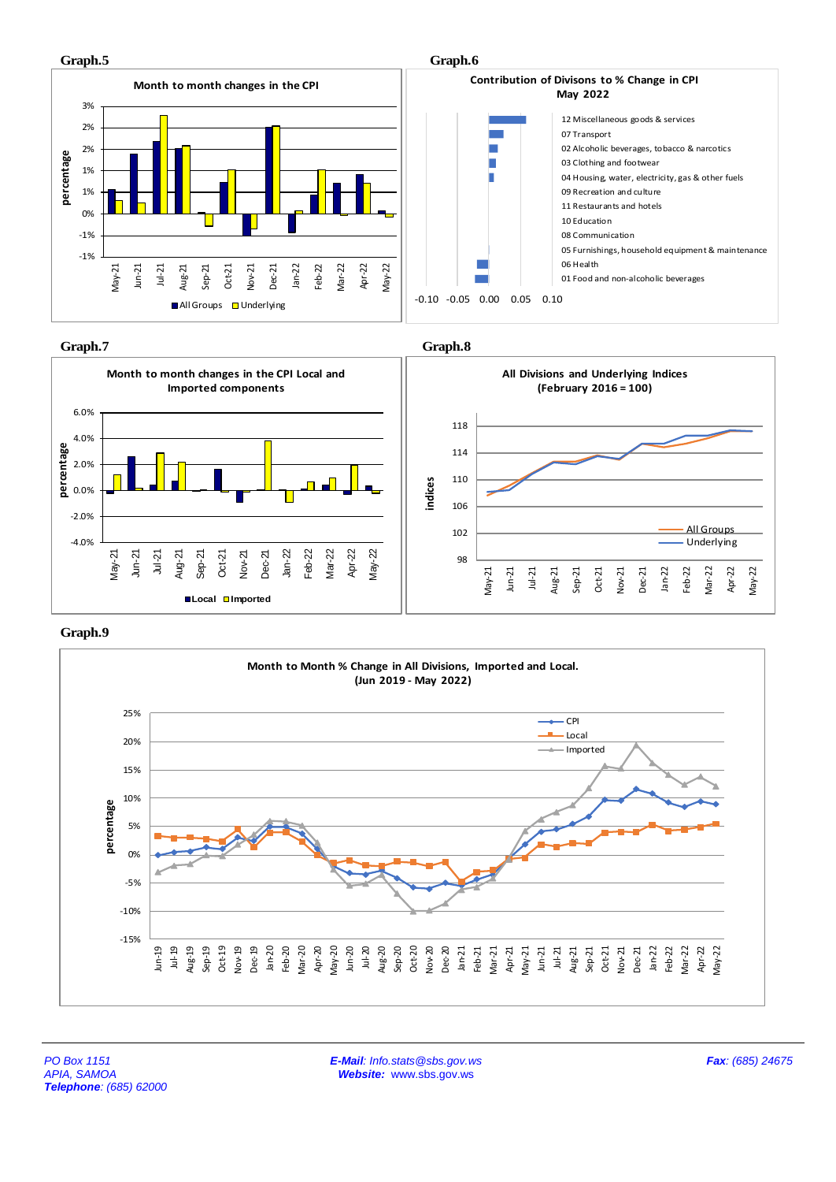**Graph.5**

Month to month changes in the CPI

3%
2%
2%
1%
1%
0%
-1%
-1%

percentage

May-21 Jun-21 Jul-21 Aug-21 Sep-21 Oct-21 Nov-21 Dec-21 Jan-22 Feb-22 Mar-22 Apr-22 May-22

All Groups   Underlying

**Graph.6**

Contribution of Divisons to % Change in CPI
May 2022

12 Miscellaneous goods & services
07 Transport
02 Alcoholic beverages, tobacco & narcotics
03 Clothing and footwear
04 Housing, water, electricity, gas & other fuels
09 Recreation and culture
11 Restaurants and hotels
10 Education
08 Communication
05 Furnishings, household equipment & maintenance
06 Health
01 Food and non-alcoholic beverages

-0.10 -0.05 0.00 0.05 0.10

**Graph.7**

Month to month changes in the CPI Local and Imported components

6.0%
4.0%
2.0%
0.0%
-2.0%
-4.0%

percentage

May-21 Jun-21 Jul-21 Aug-21 Sep-21 Oct-21 Nov-21 Dec-21 Jan-22 Feb-22 Mar-22 Apr-22 May-22

Local   Imported

**Graph.8**

All Divisions and Underlying Indices
(February 2016 = 100)

118
114
110
106
102
98

indices

May-21 Jun-21 Jul-21 Aug-21 Sep-21 Oct-21 Nov-21 Dec-21 Jan-22 Feb-22 Mar-22 Apr-22 May-22

All Groups
Underlying

**Graph.9**

Month to Month % Change in All Divisions, Imported and Local.
(Jun 2019 - May 2022)

25%
20%
15%
10%
5%
0%
-5%
-10%
-15%

percentage

CPI
Local
Imported

Jun-19 Jul-19 Aug-19 Sep-19 Oct-19 Nov-19 Dec-19 Jan-20 Feb-20 Mar-20 Apr-20 May-20 Jun-20 Jul-20 Aug-20 Sep-20 Oct-20 Nov-20 Dec-20 Jan-21 Feb-21 Mar-21 Apr-21 May-21 Jun-21 Jul-21 Aug-21 Sep-21 Oct-21 Nov-21 Dec-21 Jan-22 Feb-22 Mar-22 Apr-22 May-22

*PO Box 1151*
*APIA, SAMOA*
***Telephone**: (685) 62000*

***E-Mail**: Info.stats@sbs.gov.ws*
***Website:** www.sbs.gov.ws*

***Fax**: (685) 24675*